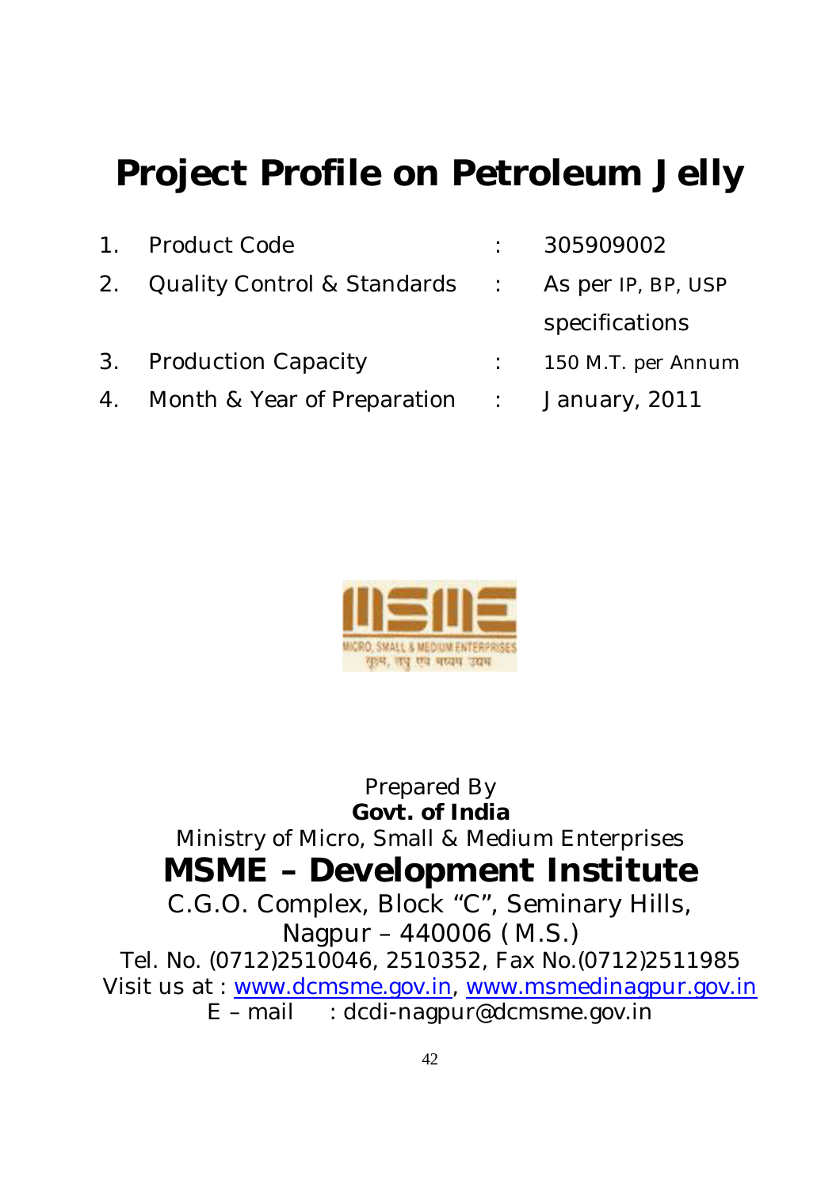# Project Profile on Petroleum Jelly

| | | | |
|---|---|---|---|
| 1. | Product Code | : | 305909002 |
| 2. | Quality Control & Standards | : | As per IP, BP, USP specifications |
| 3. | Production Capacity | : | 150 M.T. per Annum |
| 4. | Month & Year of Preparation | : | January, 2011 |

Prepared By

**Govt. of India**

Ministry of Micro, Small & Medium Enterprises

## MSME – Development Institute

C.G.O. Complex, Block "C", Seminary Hills,

Nagpur – 440006 ( M.S.)

Tel. No. (0712)2510046, 2510352, Fax No.(0712)2511985

Visit us at : www.dcmsme.gov.in, www.msmedinagpur.gov.in

E – mail : dcdi-nagpur@dcmsme.gov.in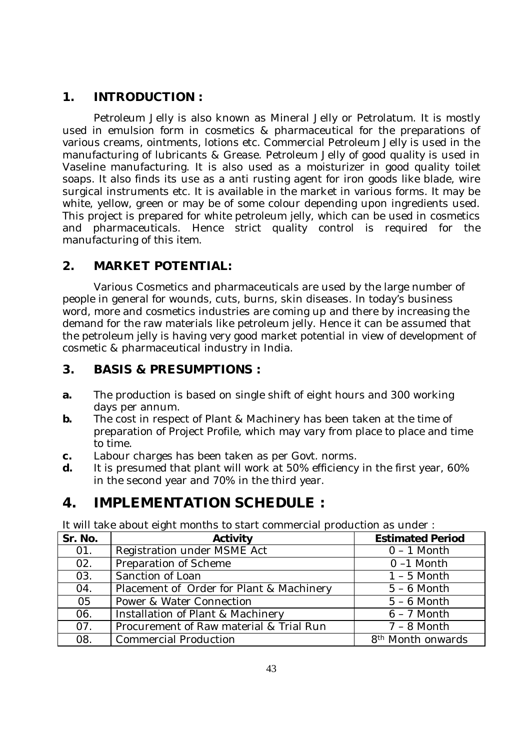## 1. INTRODUCTION :

Petroleum Jelly is also known as Mineral Jelly or Petrolatum. It is mostly used in emulsion form in cosmetics & pharmaceutical for the preparations of various creams, ointments, lotions etc. Commercial Petroleum Jelly is used in the manufacturing of lubricants & Grease. Petroleum Jelly of good quality is used in Vaseline manufacturing. It is also used as a moisturizer in good quality toilet soaps. It also finds its use as a anti rusting agent for iron goods like blade, wire surgical instruments etc. It is available in the market in various forms. It may be white, yellow, green or may be of some colour depending upon ingredients used. This project is prepared for white petroleum jelly, which can be used in cosmetics and pharmaceuticals. Hence strict quality control is required for the manufacturing of this item.

## 2. MARKET POTENTIAL:

Various Cosmetics and pharmaceuticals are used by the large number of people in general for wounds, cuts, burns, skin diseases. In today's business word, more and cosmetics industries are coming up and there by increasing the demand for the raw materials like petroleum jelly. Hence it can be assumed that the petroleum jelly is having very good market potential in view of development of cosmetic & pharmaceutical industry in India.

## 3. BASIS & PRESUMPTIONS :

**a.** The production is based on single shift of eight hours and 300 working days per annum.

**b.** The cost in respect of Plant & Machinery has been taken at the time of preparation of Project Profile, which may vary from place to place and time to time.

**c.** Labour charges has been taken as per Govt. norms.

**d.** It is presumed that plant will work at 50% efficiency in the first year, 60% in the second year and 70% in the third year.

# 4. IMPLEMENTATION SCHEDULE :

It will take about eight months to start commercial production as under :

| Sr. No. | Activity | Estimated Period |
|---|---|---|
| 01. | Registration under MSME Act | 0 – 1 Month |
| 02. | Preparation of Scheme | 0 –1 Month |
| 03. | Sanction of Loan | 1 – 5 Month |
| 04. | Placement of Order for Plant & Machinery | 5 – 6 Month |
| 05 | Power & Water Connection | 5 – 6 Month |
| 06. | Installation of Plant & Machinery | 6 – 7 Month |
| 07. | Procurement of Raw material & Trial Run | 7 – 8 Month |
| 08. | Commercial Production | 8th Month onwards |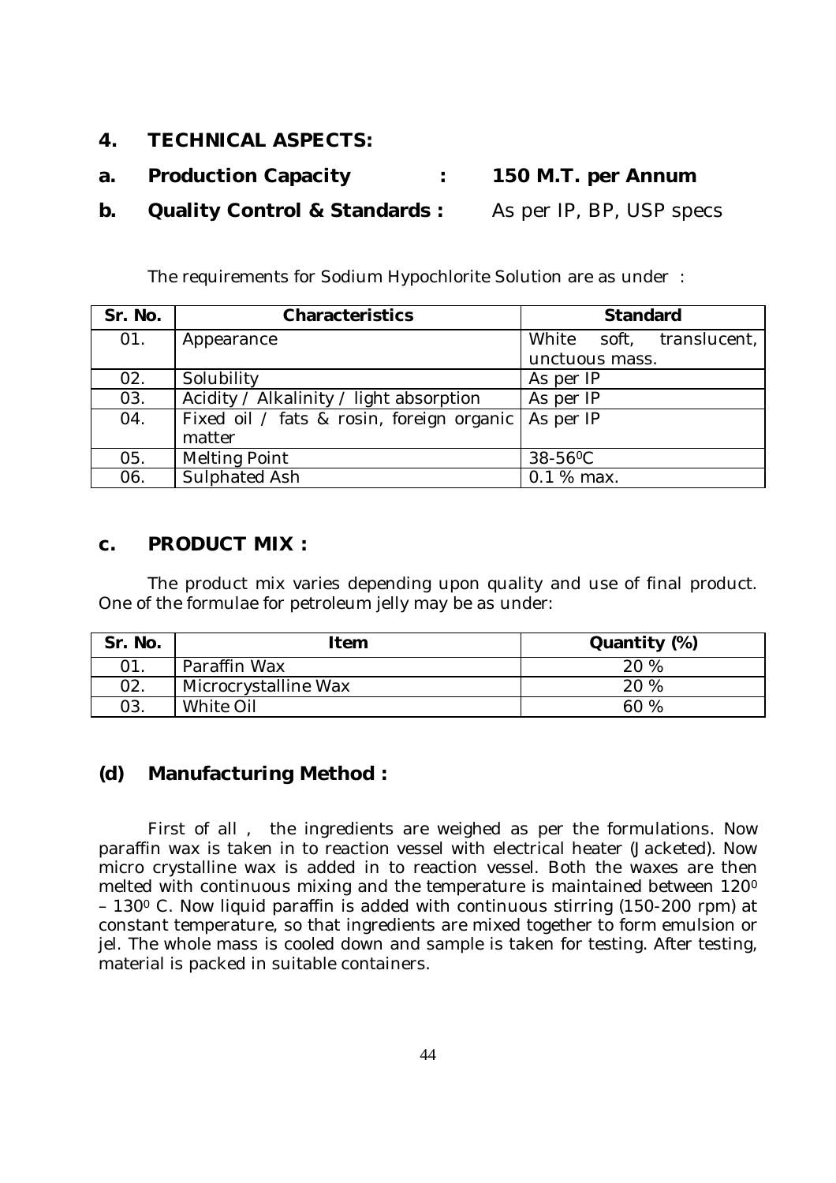## 4. TECHNICAL ASPECTS:

**a. Production Capacity : 150 M.T. per Annum**

**b. Quality Control & Standards :** As per IP, BP, USP specs

The requirements for Sodium Hypochlorite Solution are as under :

| Sr. No. | Characteristics | Standard |
|---|---|---|
| 01. | Appearance | White soft, translucent, unctuous mass. |
| 02. | Solubility | As per IP |
| 03. | Acidity / Alkalinity / light absorption | As per IP |
| 04. | Fixed oil / fats & rosin, foreign organic matter | As per IP |
| 05. | Melting Point | 38-56$^0$C |
| 06. | Sulphated Ash | 0.1 % max. |

## c. PRODUCT MIX :

The product mix varies depending upon quality and use of final product. One of the formulae for petroleum jelly may be as under:

| Sr. No. | Item | Quantity (%) |
|---|---|---|
| 01. | Paraffin Wax | 20 % |
| 02. | Microcrystalline Wax | 20 % |
| 03. | White Oil | 60 % |

## (d) Manufacturing Method :

First of all , the ingredients are weighed as per the formulations. Now paraffin wax is taken in to reaction vessel with electrical heater (Jacketed). Now micro crystalline wax is added in to reaction vessel. Both the waxes are then melted with continuous mixing and the temperature is maintained between 120$^0$ – 130$^0$ C. Now liquid paraffin is added with continuous stirring (150-200 rpm) at constant temperature, so that ingredients are mixed together to form emulsion or jel. The whole mass is cooled down and sample is taken for testing. After testing, material is packed in suitable containers.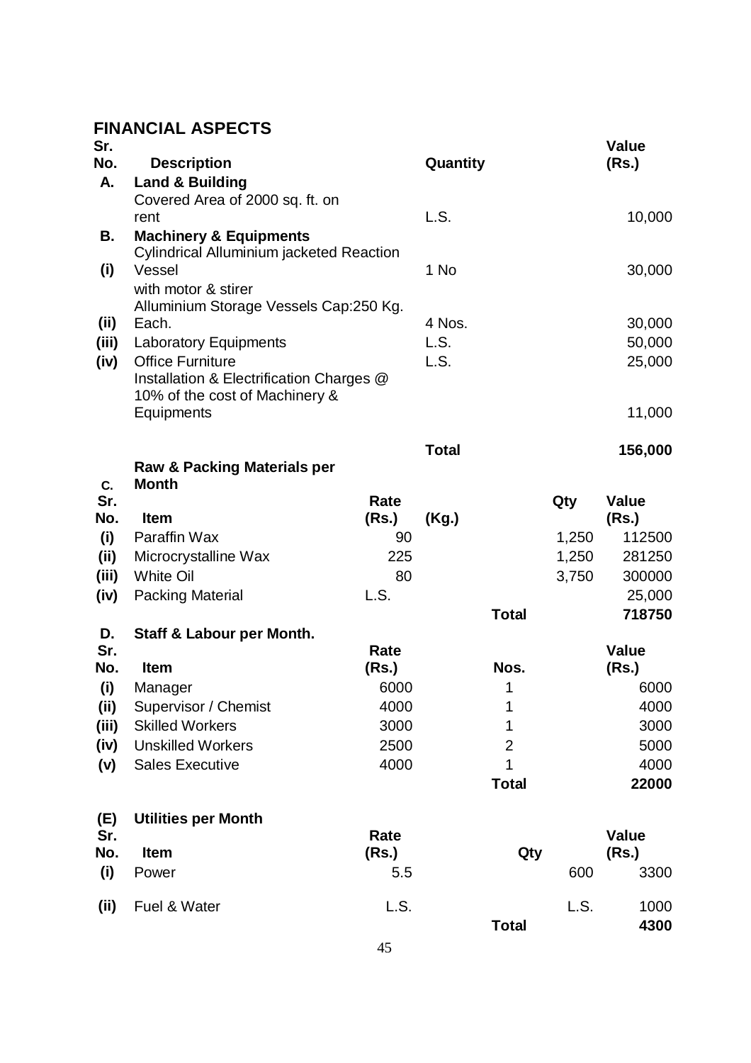## FINANCIAL ASPECTS

| Sr. No. | Description | Quantity | Value (Rs.) |
|---|---|---|---|
| **A.** | **Land & Building** | | |
| | Covered Area of 2000 sq. ft. on rent | L.S. | 10,000 |
| **B.** | **Machinery & Equipments** | | |
| (i) | Cylindrical Alluminium jacketed Reaction Vessel with motor & stirer | 1 No | 30,000 |
| (ii) | Alluminium Storage Vessels Cap:250 Kg. Each. | 4 Nos. | 30,000 |
| (iii) | Laboratory Equipments | L.S. | 50,000 |
| (iv) | Office Furniture | L.S. | 25,000 |
| | Installation & Electrification Charges @ 10% of the cost of Machinery & Equipments | | 11,000 |
| | | **Total** | **156,000** |

**C. Raw & Packing Materials per Month**

| Sr. No. | Item | Rate (Rs.) | (Kg.) Qty | Value (Rs.) |
|---|---|---|---|---|
| (i) | Paraffin Wax | 90 | 1,250 | 112500 |
| (ii) | Microcrystalline Wax | 225 | 1,250 | 281250 |
| (iii) | White Oil | 80 | 3,750 | 300000 |
| (iv) | Packing Material | L.S. | | 25,000 |
| | | | **Total** | **718750** |

**D. Staff & Labour per Month.**

| Sr. No. | Item | Rate (Rs.) | Nos. | Value (Rs.) |
|---|---|---|---|---|
| (i) | Manager | 6000 | 1 | 6000 |
| (ii) | Supervisor / Chemist | 4000 | 1 | 4000 |
| (iii) | Skilled Workers | 3000 | 1 | 3000 |
| (iv) | Unskilled Workers | 2500 | 2 | 5000 |
| (v) | Sales Executive | 4000 | 1 | 4000 |
| | | | **Total** | **22000** |

**(E) Utilities per Month**

| Sr. No. | Item | Rate (Rs.) | Qty | Value (Rs.) |
|---|---|---|---|---|
| (i) | Power | 5.5 | 600 | 3300 |
| (ii) | Fuel & Water | L.S. | L.S. | 1000 |
| | | | **Total** | **4300** |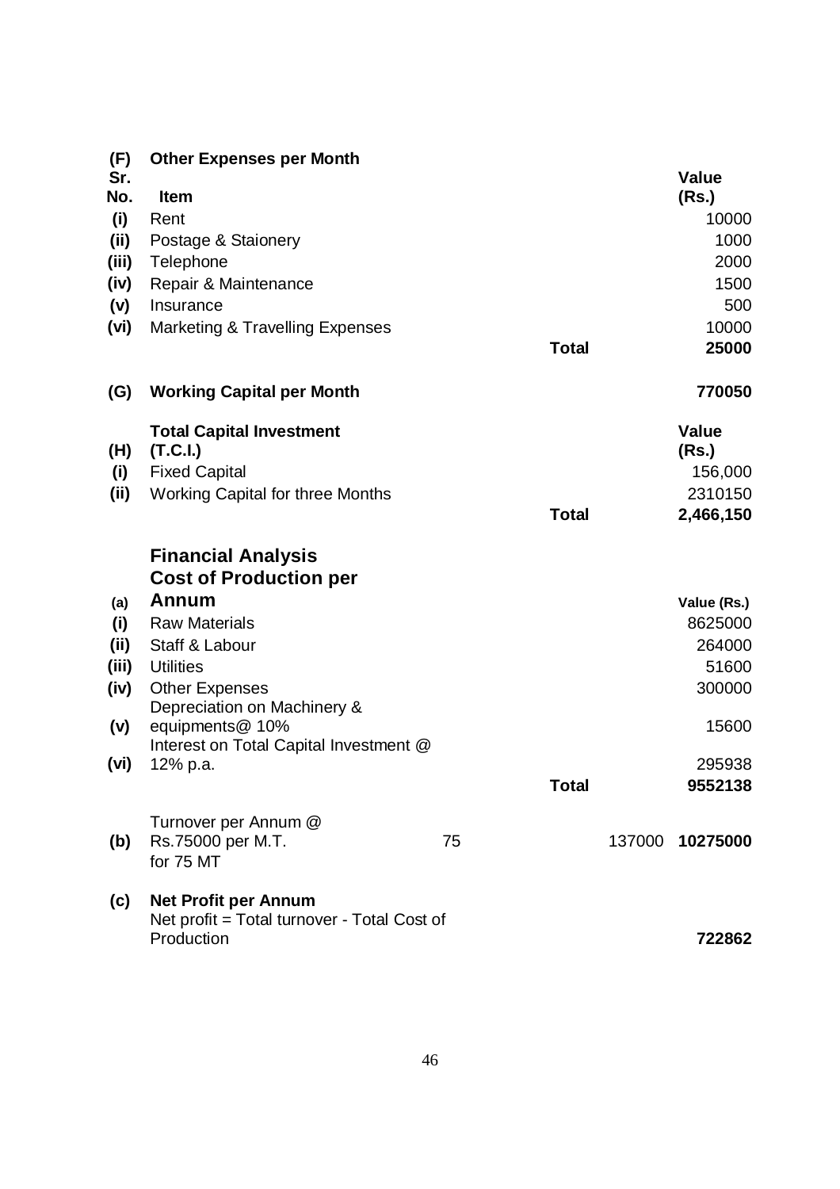**(F) Other Expenses per Month**

| Sr. No. | Item | | Value (Rs.) |
|---|---|---|---|
| (i) | Rent | | 10000 |
| (ii) | Postage & Staionery | | 1000 |
| (iii) | Telephone | | 2000 |
| (iv) | Repair & Maintenance | | 1500 |
| (v) | Insurance | | 500 |
| (vi) | Marketing & Travelling Expenses | | 10000 |
| | | **Total** | **25000** |

**(G) Working Capital per Month** **770050**

| (H) | **Total Capital Investment (T.C.I.)** | | **Value (Rs.)** |
|---|---|---|---|
| (i) | Fixed Capital | | 156,000 |
| (ii) | Working Capital for three Months | | 2310150 |
| | | **Total** | **2,466,150** |

## Financial Analysis

| (a) | **Cost of Production per Annum** | | | | **Value (Rs.)** |
|---|---|---|---|---|---|
| (i) | Raw Materials | | | | 8625000 |
| (ii) | Staff & Labour | | | | 264000 |
| (iii) | Utilities | | | | 51600 |
| (iv) | Other Expenses | | | | 300000 |
| (v) | Depreciation on Machinery & equipments@ 10% | | | | 15600 |
| (vi) | Interest on Total Capital Investment @ 12% p.a. | | | | 295938 |
| | | | **Total** | | **9552138** |
| (b) | Turnover per Annum @ Rs.75000 per M.T. for 75 MT | 75 | | 137000 | **10275000** |
| (c) | **Net Profit per Annum** Net profit = Total turnover - Total Cost of Production | | | | **722862** |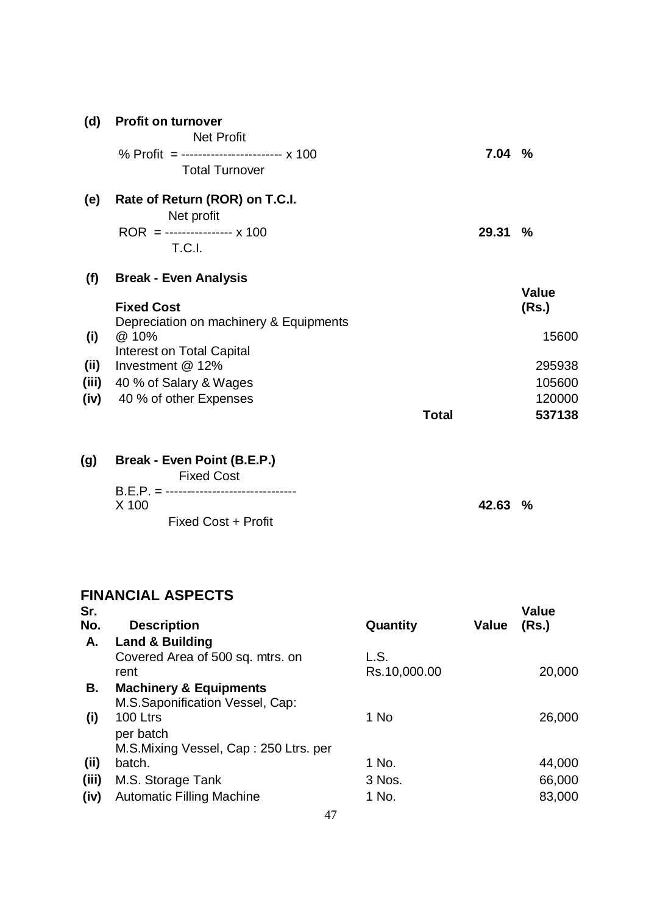**(d) Profit on turnover**

$$\% \text{ Profit} = \frac{\text{Net Profit}}{\text{Total Turnover}} \times 100$$

**7.04 %**

**(e) Rate of Return (ROR) on T.C.I.**

$$\text{ROR} = \frac{\text{Net profit}}{\text{T.C.I.}} \times 100$$

**29.31 %**

**(f) Break - Even Analysis**

| | **Fixed Cost** | **Value (Rs.)** |
|---|---|---|
| (i) | Depreciation on machinery & Equipments @ 10% | 15600 |
| (ii) | Interest on Total Capital Investment @ 12% | 295938 |
| (iii) | 40 % of Salary & Wages | 105600 |
| (iv) | 40 % of other Expenses | 120000 |
| | **Total** | **537138** |

**(g) Break - Even Point (B.E.P.)**

$$\text{B.E.P.} = \frac{\text{Fixed Cost}}{\text{Fixed Cost + Profit}} \times 100$$

**42.63 %**

## FINANCIAL ASPECTS

| Sr. No. | Description | Quantity | Value | Value (Rs.) |
|---|---|---|---|---|
| **A.** | **Land & Building** | | | |
| | Covered Area of 500 sq. mtrs. on rent | L.S. Rs.10,000.00 | | 20,000 |
| **B.** | **Machinery & Equipments** | | | |
| (i) | M.S.Saponification Vessel, Cap: 100 Ltrs per batch | 1 No | | 26,000 |
| (ii) | M.S.Mixing Vessel, Cap : 250 Ltrs. per batch. | 1 No. | | 44,000 |
| (iii) | M.S. Storage Tank | 3 Nos. | | 66,000 |
| (iv) | Automatic Filling Machine | 1 No. | | 83,000 |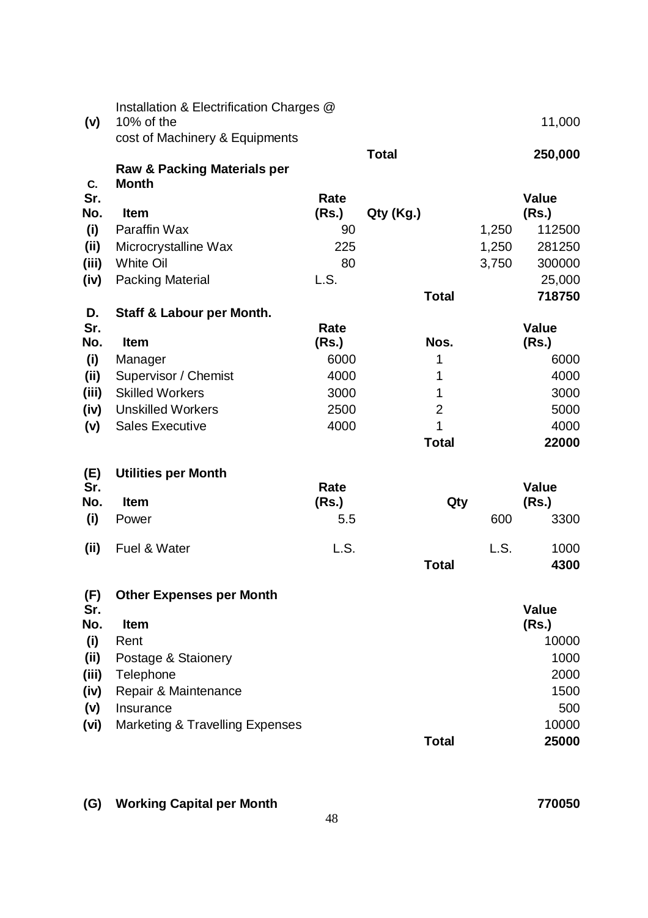| | | | | |
|---|---|---|---|---|
| (v) | Installation & Electrification Charges @ 10% of the cost of Machinery & Equipments | | | 11,000 |
| | | | **Total** | **250,000** |

**C. Raw & Packing Materials per Month**

| Sr. No. | Item | Rate (Rs.) | Qty (Kg.) | Value (Rs.) |
|---|---|---|---|---|
| (i) | Paraffin Wax | 90 | 1,250 | 112500 |
| (ii) | Microcrystalline Wax | 225 | 1,250 | 281250 |
| (iii) | White Oil | 80 | 3,750 | 300000 |
| (iv) | Packing Material | L.S. | | 25,000 |
| | | | **Total** | **718750** |

**D. Staff & Labour per Month.**

| Sr. No. | Item | Rate (Rs.) | Nos. | Value (Rs.) |
|---|---|---|---|---|
| (i) | Manager | 6000 | 1 | 6000 |
| (ii) | Supervisor / Chemist | 4000 | 1 | 4000 |
| (iii) | Skilled Workers | 3000 | 1 | 3000 |
| (iv) | Unskilled Workers | 2500 | 2 | 5000 |
| (v) | Sales Executive | 4000 | 1 | 4000 |
| | | | **Total** | **22000** |

**(E) Utilities per Month**

| Sr. No. | Item | Rate (Rs.) | Qty | Value (Rs.) |
|---|---|---|---|---|
| (i) | Power | 5.5 | 600 | 3300 |
| (ii) | Fuel & Water | L.S. | L.S. | 1000 |
| | | | **Total** | **4300** |

**(F) Other Expenses per Month**

| Sr. No. | Item | Value (Rs.) |
|---|---|---|
| (i) | Rent | 10000 |
| (ii) | Postage & Staionery | 1000 |
| (iii) | Telephone | 2000 |
| (iv) | Repair & Maintenance | 1500 |
| (v) | Insurance | 500 |
| (vi) | Marketing & Travelling Expenses | 10000 |
| | **Total** | **25000** |

**(G) Working Capital per Month** **770050**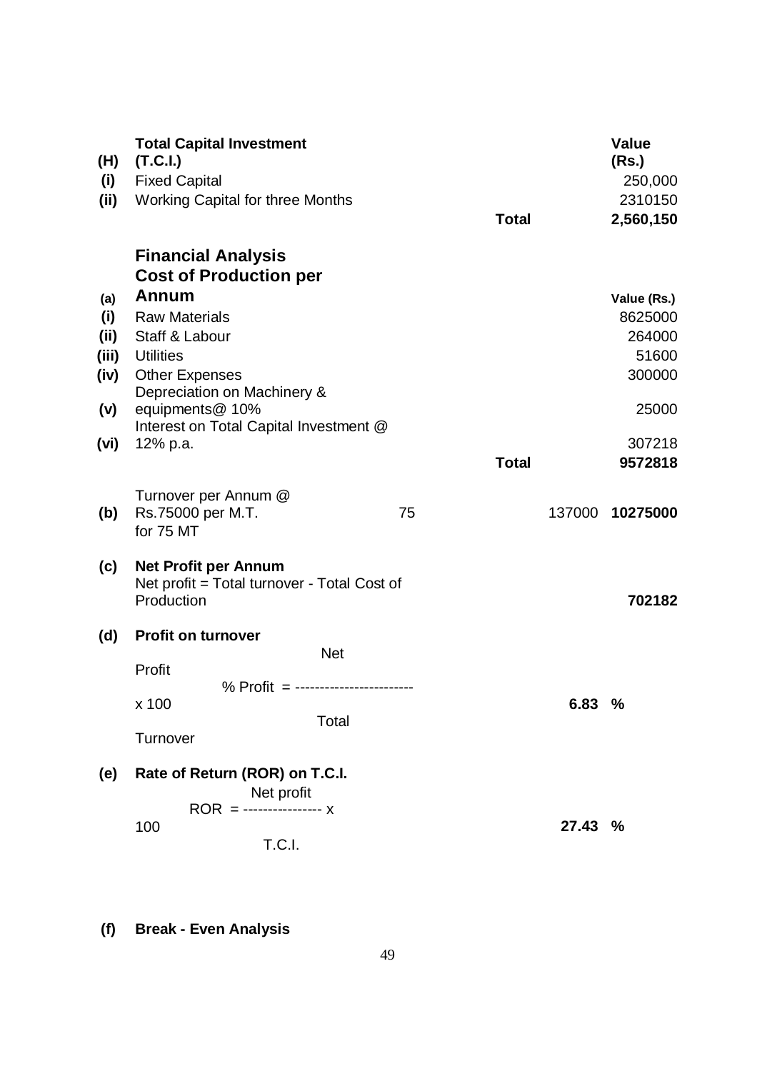| (H) | Total Capital Investment (T.C.I.) | | | Value (Rs.) |
|---|---|---|---|---|
| (i) | Fixed Capital | | | 250,000 |
| (ii) | Working Capital for three Months | | | 2310150 |
| | | | **Total** | **2,560,150** |

## Financial Analysis

| (a) | **Cost of Production per Annum** | | Value (Rs.) |
|---|---|---|---|
| (i) | Raw Materials | | 8625000 |
| (ii) | Staff & Labour | | 264000 |
| (iii) | Utilities | | 51600 |
| (iv) | Other Expenses | | 300000 |
| (v) | Depreciation on Machinery & equipments@ 10% | | 25000 |
| (vi) | Interest on Total Capital Investment @ 12% p.a. | | 307218 |
| | | **Total** | **9572818** |

**(b)** Turnover per Annum @ Rs.75000 per M.T. for 75 MT — 75 — 137000 — **10275000**

**(c) Net Profit per Annum**

Net profit = Total turnover - Total Cost of Production — **702182**

**(d) Profit on turnover**

$$\% \text{ Profit} = \frac{\text{Net Profit}}{\text{Total Turnover}} \times 100$$

**6.83 %**

**(e) Rate of Return (ROR) on T.C.I.**

$$\text{ROR} = \frac{\text{Net profit}}{\text{T.C.I.}} \times 100$$

**27.43 %**

**(f) Break - Even Analysis**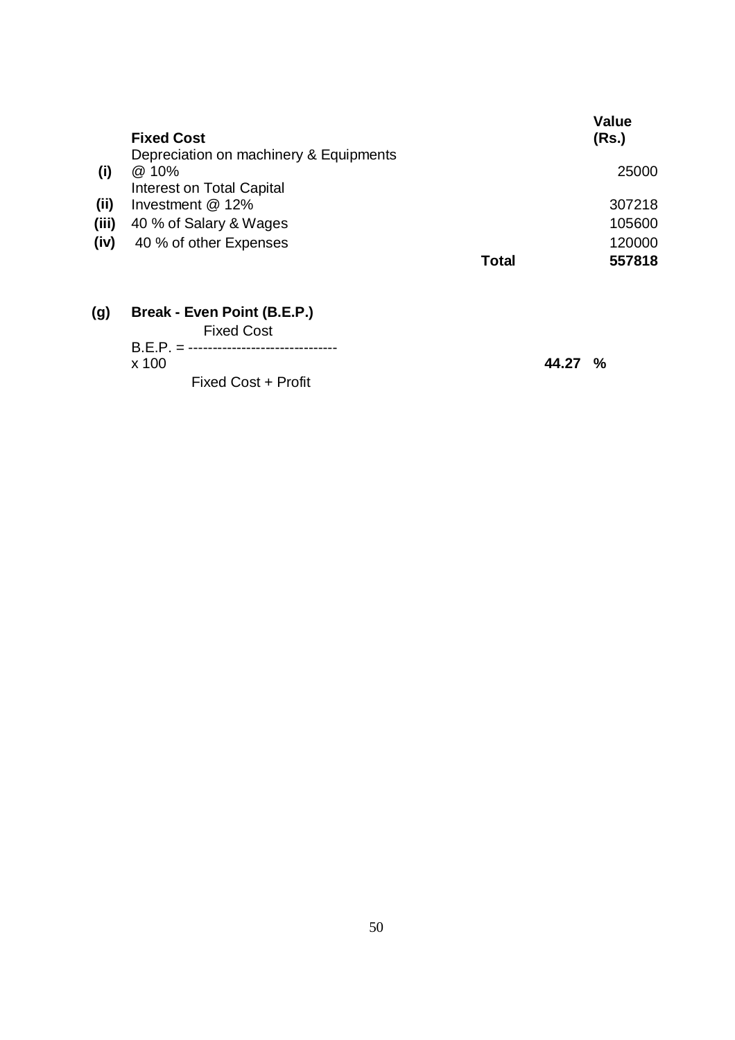|  | **Fixed Cost** |  | **Value (Rs.)** |
|---|---|---|---|
| **(i)** | Depreciation on machinery & Equipments @ 10% |  | 25000 |
| **(ii)** | Interest on Total Capital Investment @ 12% |  | 307218 |
| **(iii)** | 40 % of Salary & Wages |  | 105600 |
| **(iv)** | 40 % of other Expenses |  | 120000 |
|  |  | **Total** | **557818** |

**(g) Break - Even Point (B.E.P.)**

$$\text{B.E.P.} = \frac{\text{Fixed Cost}}{\text{Fixed Cost + Profit}} \times 100$$

**44.27 %**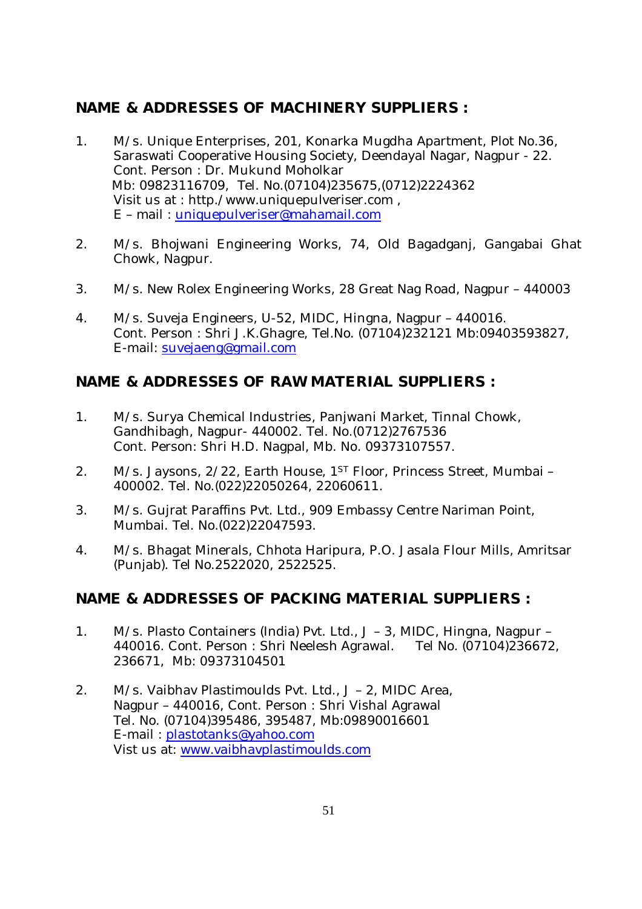## NAME & ADDRESSES OF MACHINERY SUPPLIERS :

1. M/s. Unique Enterprises, 201, Konarka Mugdha Apartment, Plot No.36, Saraswati Cooperative Housing Society, Deendayal Nagar, Nagpur - 22.
   Cont. Person : Dr. Mukund Moholkar
   Mb: 09823116709, Tel. No.(07104)235675,(0712)2224362
   Visit us at : http./www.uniquepulveriser.com ,
   E – mail : uniquepulveriser@mahamail.com

2. M/s. Bhojwani Engineering Works, 74, Old Bagadganj, Gangabai Ghat Chowk, Nagpur.

3. M/s. New Rolex Engineering Works, 28 Great Nag Road, Nagpur – 440003

4. M/s. Suveja Engineers, U-52, MIDC, Hingna, Nagpur – 440016.
   Cont. Person : Shri J.K.Ghagre, Tel.No. (07104)232121 Mb:09403593827,
   E-mail: suvejaeng@gmail.com

## NAME & ADDRESSES OF RAW MATERIAL SUPPLIERS :

1. M/s. Surya Chemical Industries, Panjwani Market, Tinnal Chowk, Gandhibagh, Nagpur- 440002. Tel. No.(0712)2767536
   Cont. Person: Shri H.D. Nagpal, Mb. No. 09373107557.

2. M/s. Jaysons, 2/22, Earth House, 1ST Floor, Princess Street, Mumbai – 400002. Tel. No.(022)22050264, 22060611.

3. M/s. Gujrat Paraffins Pvt. Ltd., 909 Embassy Centre Nariman Point, Mumbai. Tel. No.(022)22047593.

4. M/s. Bhagat Minerals, Chhota Haripura, P.O. Jasala Flour Mills, Amritsar (Punjab). Tel No.2522020, 2522525.

## NAME & ADDRESSES OF PACKING MATERIAL SUPPLIERS :

1. M/s. Plasto Containers (India) Pvt. Ltd., J – 3, MIDC, Hingna, Nagpur – 440016. Cont. Person : Shri Neelesh Agrawal. Tel No. (07104)236672, 236671, Mb: 09373104501

2. M/s. Vaibhav Plastimoulds Pvt. Ltd., J – 2, MIDC Area, Nagpur – 440016, Cont. Person : Shri Vishal Agrawal
   Tel. No. (07104)395486, 395487, Mb:09890016601
   E-mail : plastotanks@yahoo.com
   Vist us at: www.vaibhavplastimoulds.com